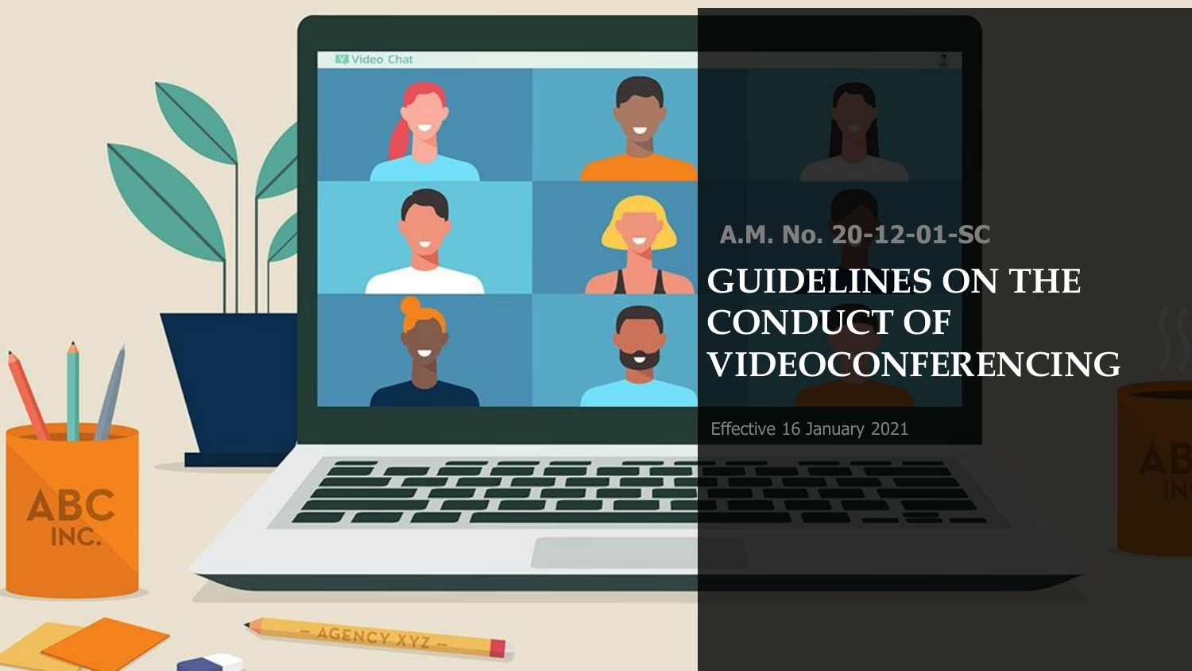A.M. No. 20-12-01-SC

# GUIDELINES ON THE CONDUCT OF VIDEOCONFERENCING

Effective 16 January 2021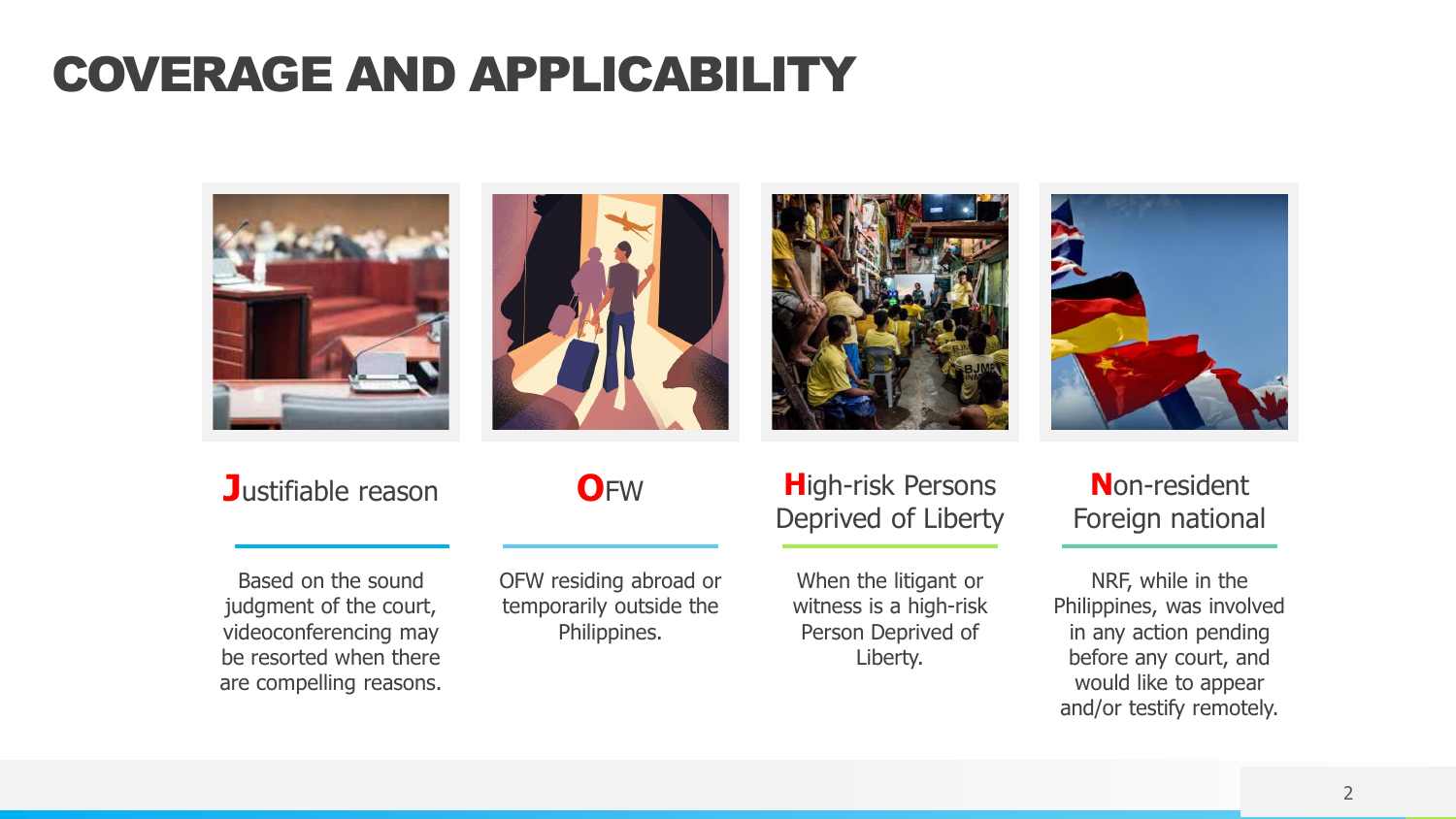# COVERAGE AND APPLICABILITY

### **J**ustifiable reason

Based on the sound judgment of the court, videoconferencing may be resorted when there are compelling reasons.

### **O**FW

OFW residing abroad or temporarily outside the Philippines.

### **H**igh-risk Persons Deprived of Liberty

When the litigant or witness is a high-risk Person Deprived of Liberty.

### **N**on-resident Foreign national

NRF, while in the Philippines, was involved in any action pending before any court, and would like to appear and/or testify remotely.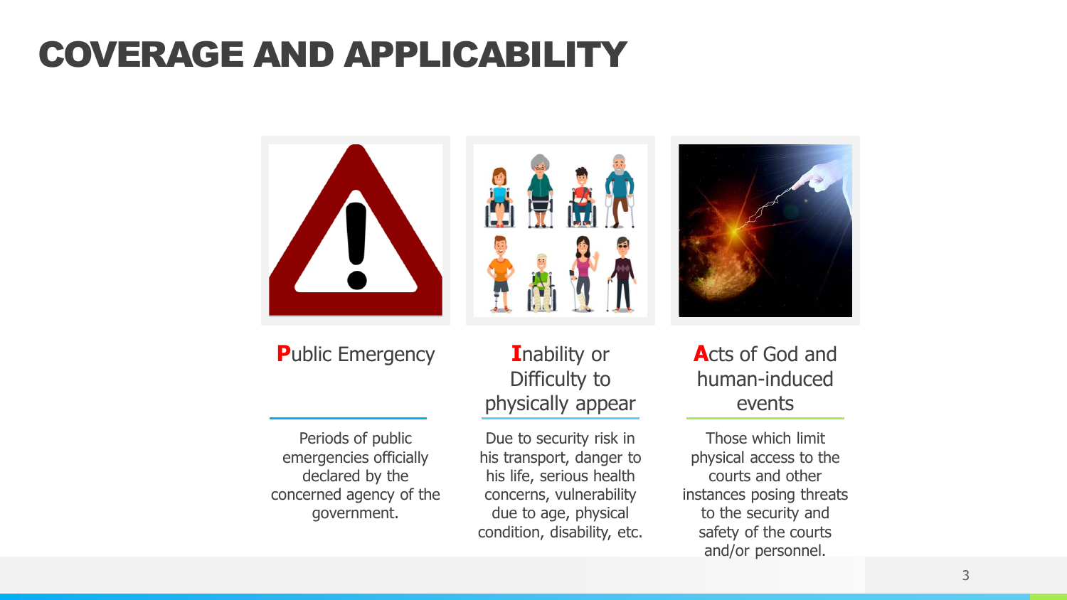# COVERAGE AND APPLICABILITY

### **P**ublic Emergency

Periods of public emergencies officially declared by the concerned agency of the government.

### **I**nability or Difficulty to physically appear

Due to security risk in his transport, danger to his life, serious health concerns, vulnerability due to age, physical condition, disability, etc.

### **A**cts of God and human-induced events

Those which limit physical access to the courts and other instances posing threats to the security and safety of the courts and/or personnel.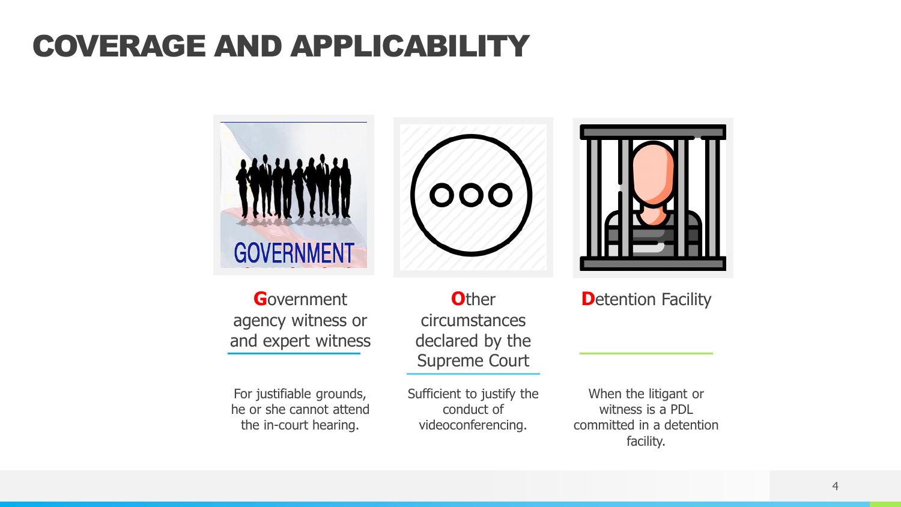# COVERAGE AND APPLICABILITY

**G**overnment agency witness or and expert witness

For justifiable grounds, he or she cannot attend the in-court hearing.

**O**ther circumstances declared by the Supreme Court

Sufficient to justify the conduct of videoconferencing.

**D**etention Facility

When the litigant or witness is a PDL committed in a detention facility.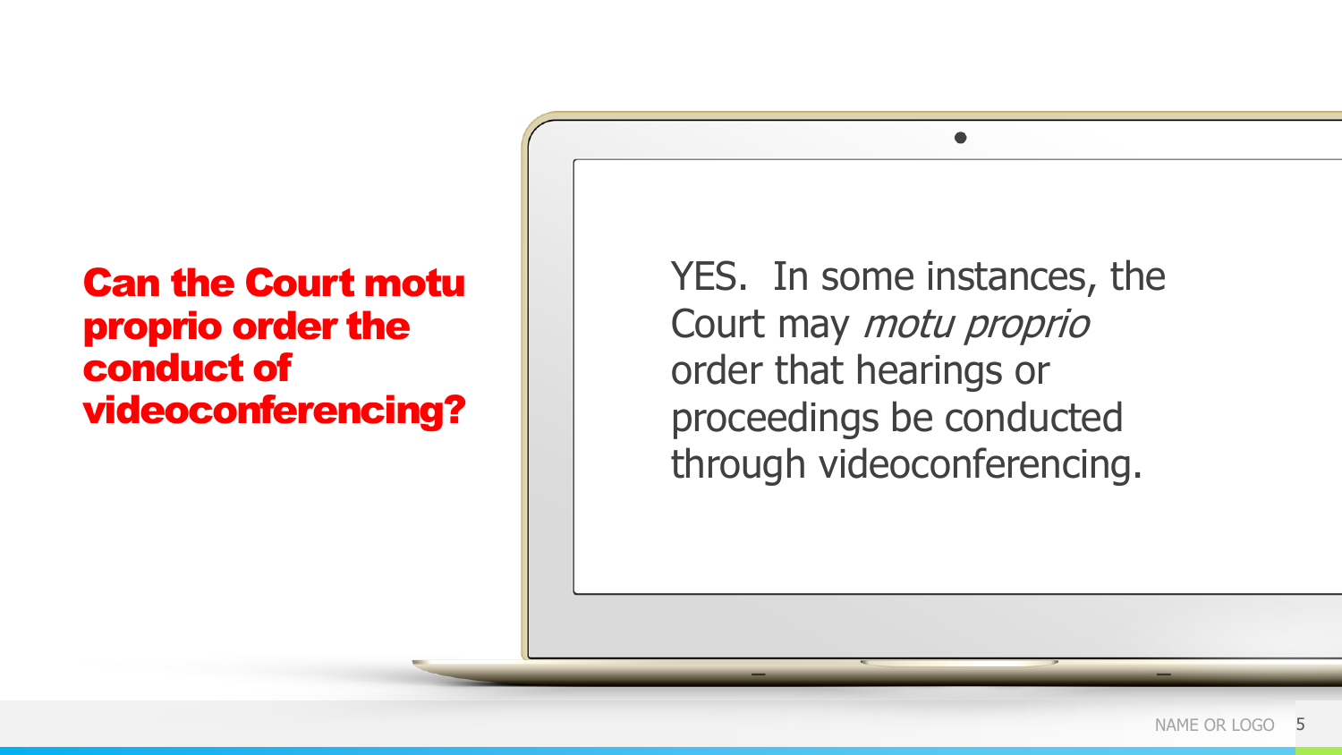## Can the Court motu proprio order the conduct of videoconferencing?

YES. In some instances, the Court may *motu proprio* order that hearings or proceedings be conducted through videoconferencing.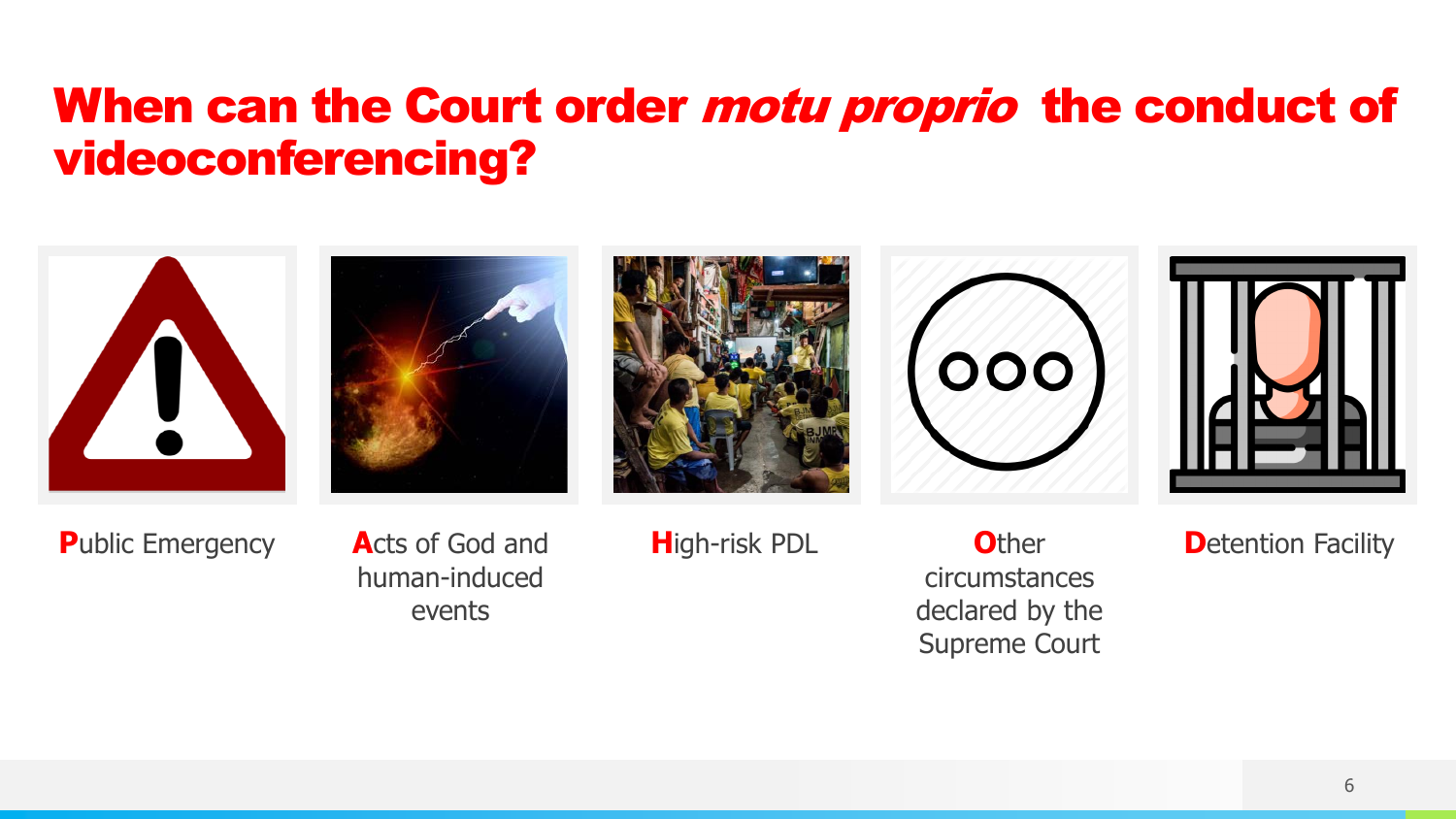# When can the Court order *motu proprio* the conduct of videoconferencing?

- **P**ublic Emergency
- **A**cts of God and human-induced events
- **H**igh-risk PDL
- **O**ther circumstances declared by the Supreme Court
- **D**etention Facility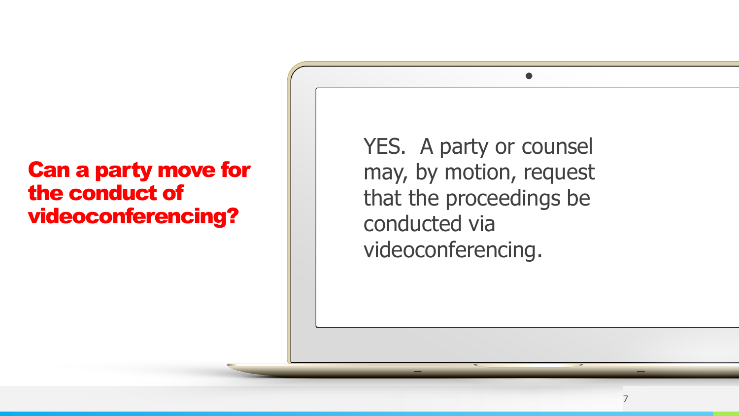## Can a party move for the conduct of videoconferencing?

YES. A party or counsel may, by motion, request that the proceedings be conducted via videoconferencing.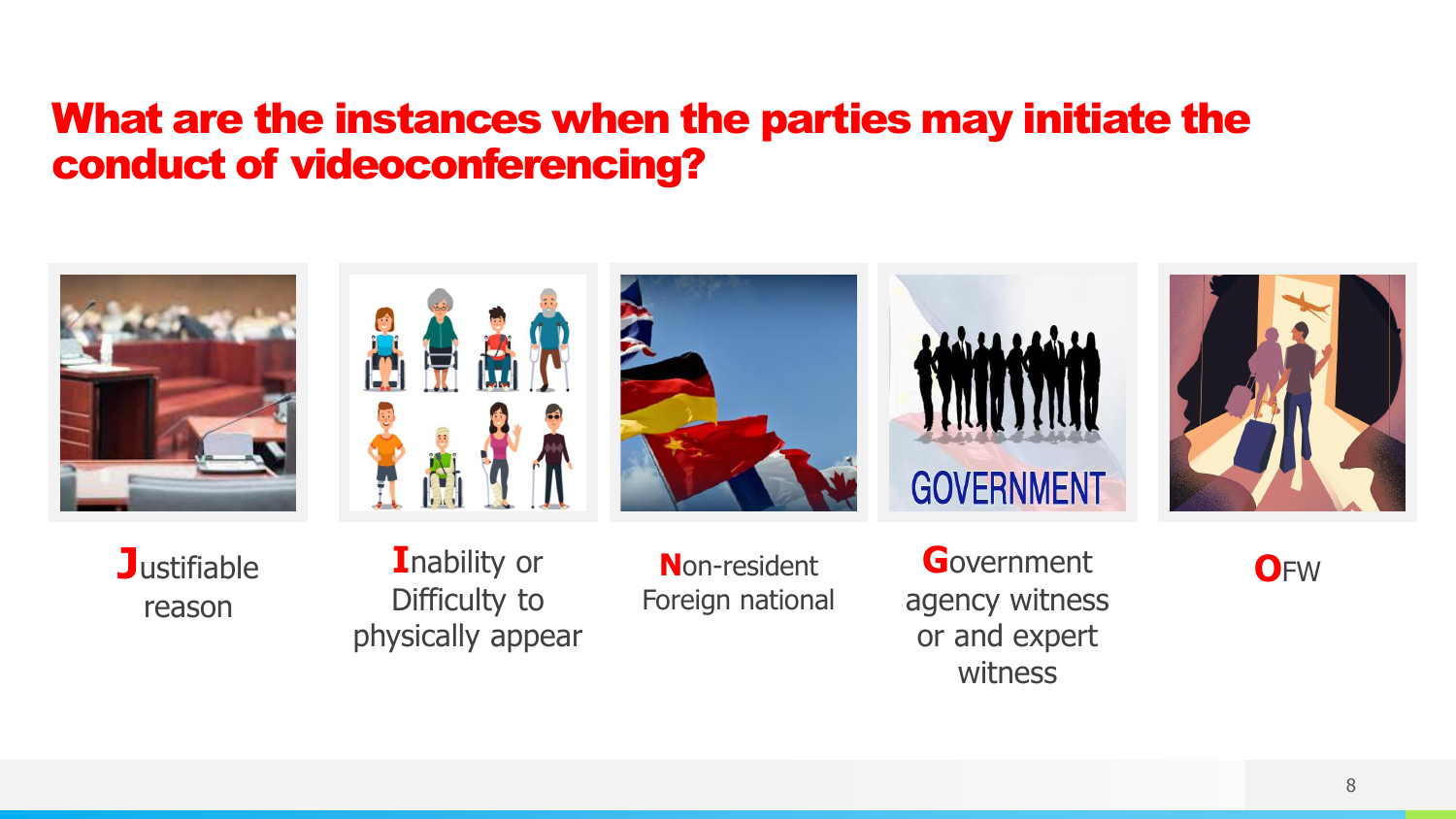# What are the instances when the parties may initiate the conduct of videoconferencing?

- **J**ustifiable reason
- **I**nability or Difficulty to physically appear
- **N**on-resident Foreign national
- **G**overnment agency witness or and expert witness
- **O**FW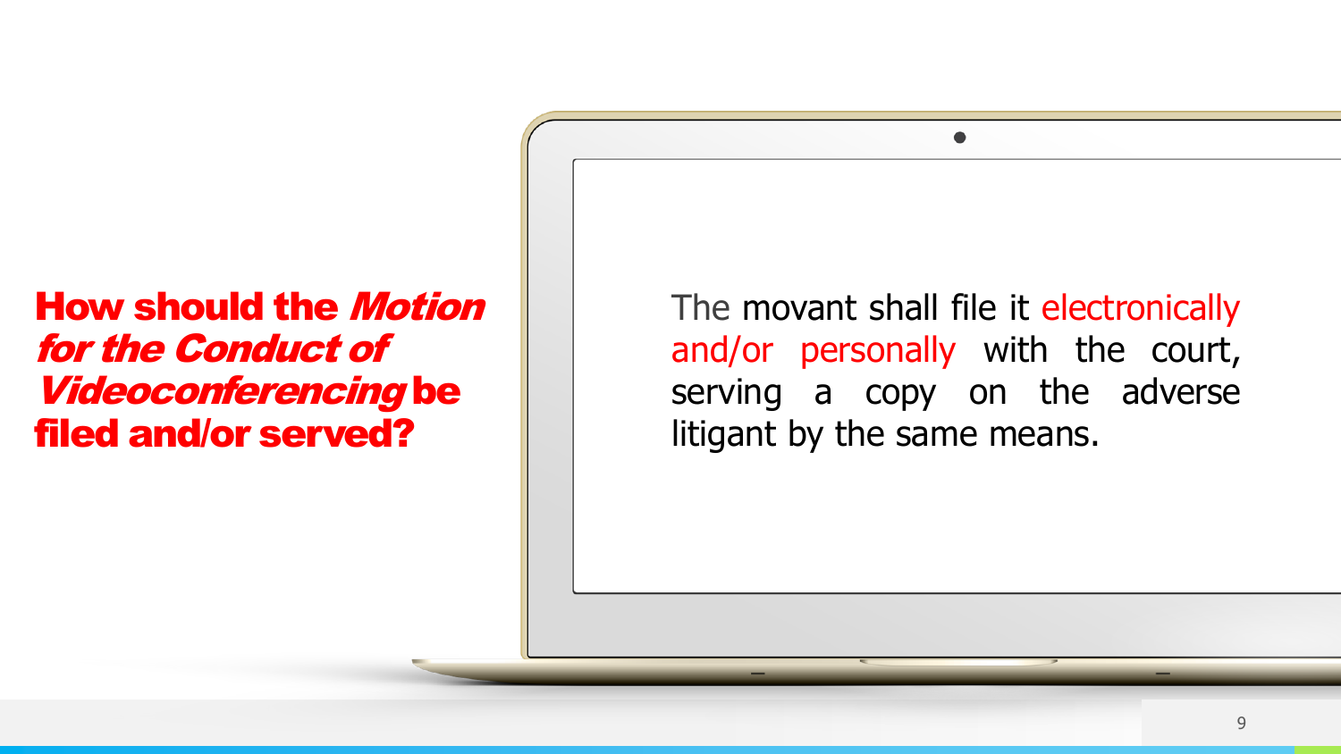## How should the *Motion for the Conduct of Videoconferencing* be filed and/or served?

The movant shall file it electronically and/or personally with the court, serving a copy on the adverse litigant by the same means.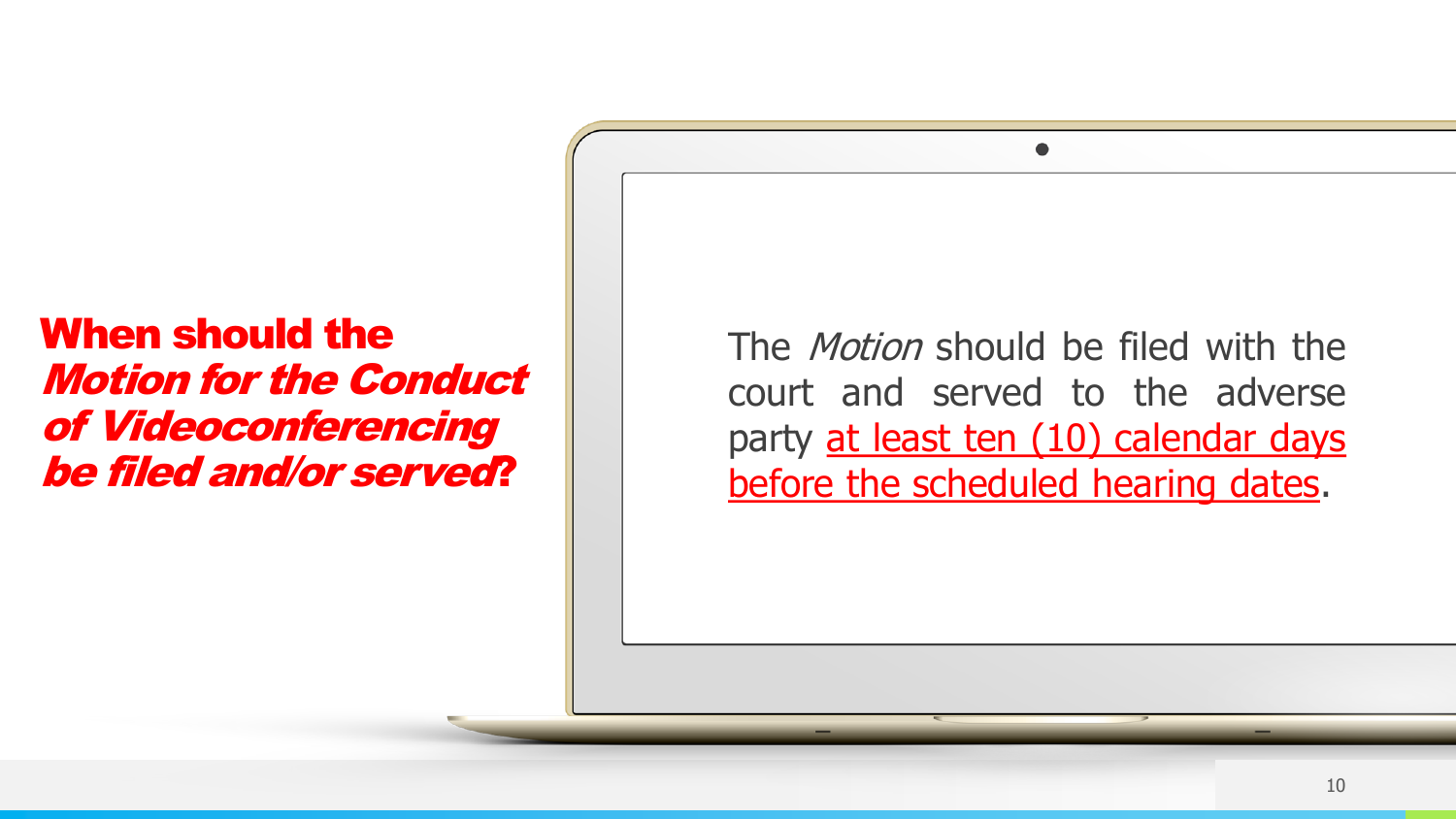## **When should the *Motion for the Conduct of Videoconferencing* be filed and/or served?**

The *Motion* should be filed with the court and served to the adverse party <u>at least ten (10) calendar days before the scheduled hearing dates</u>.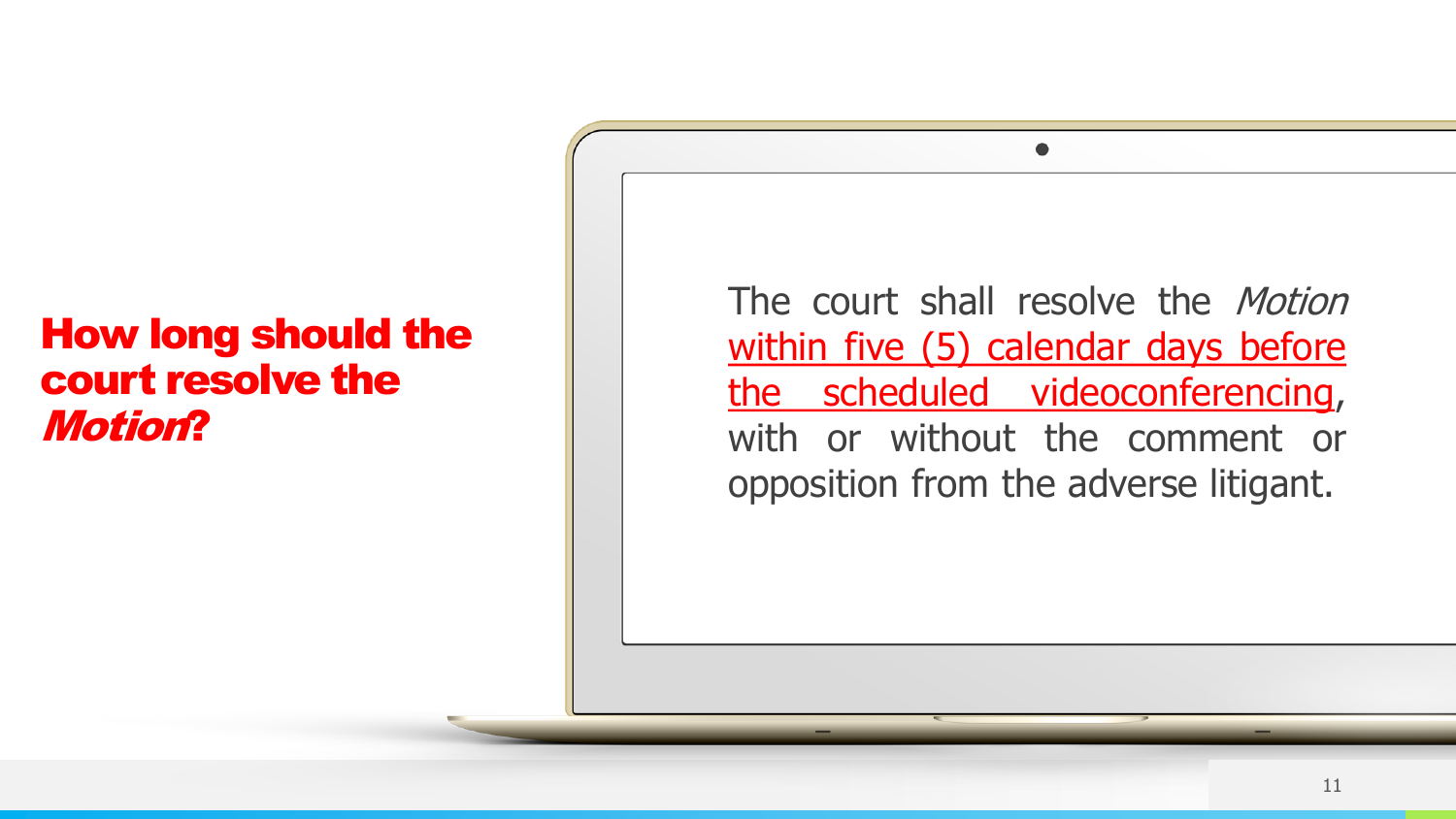## How long should the court resolve the *Motion*?

The court shall resolve the *Motion* within five (5) calendar days before the scheduled videoconferencing, with or without the comment or opposition from the adverse litigant.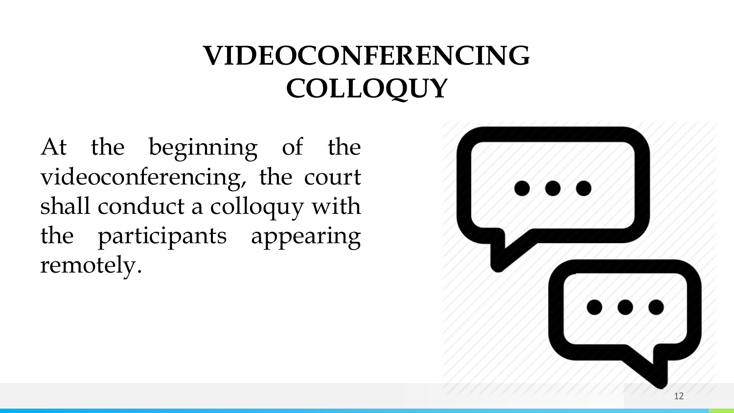# VIDEOCONFERENCING COLLOQUY

At the beginning of the videoconferencing, the court shall conduct a colloquy with the participants appearing remotely.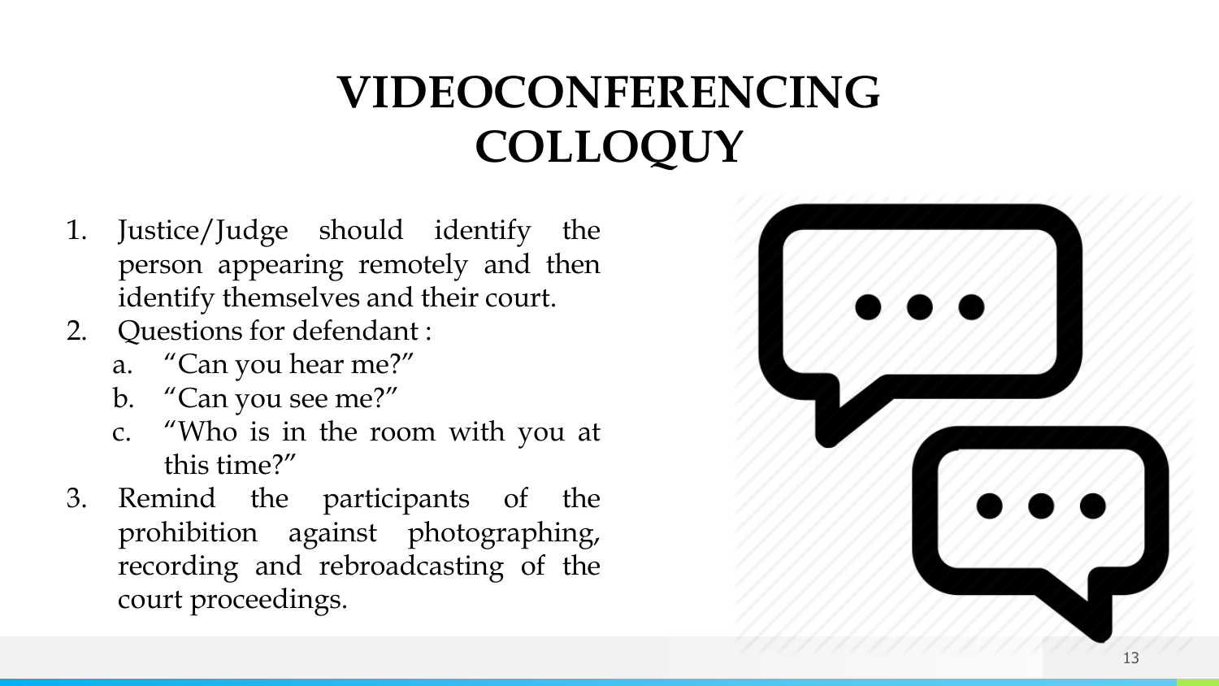# VIDEOCONFERENCING COLLOQUY

1. Justice/Judge should identify the person appearing remotely and then identify themselves and their court.
2. Questions for defendant :
   a. "Can you hear me?"
   b. "Can you see me?"
   c. "Who is in the room with you at this time?"
3. Remind the participants of the prohibition against photographing, recording and rebroadcasting of the court proceedings.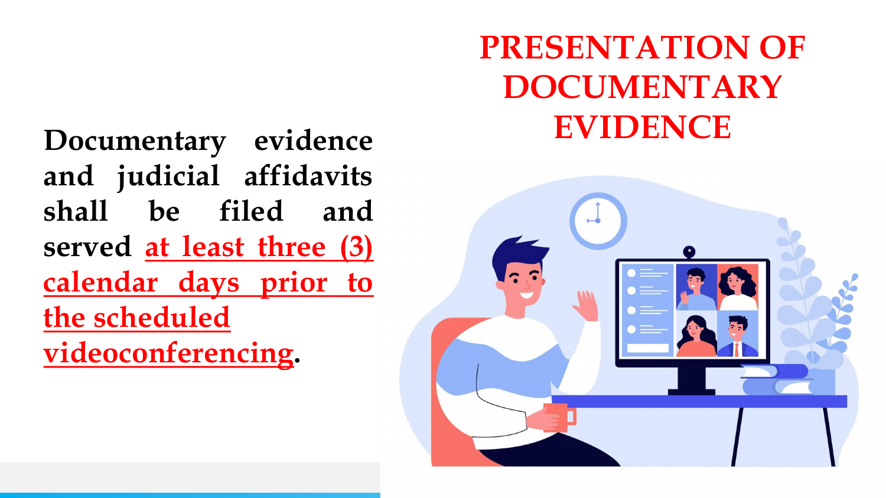# PRESENTATION OF DOCUMENTARY EVIDENCE

**Documentary evidence and judicial affidavits shall be filed and served at least three (3) calendar days prior to the scheduled videoconferencing.**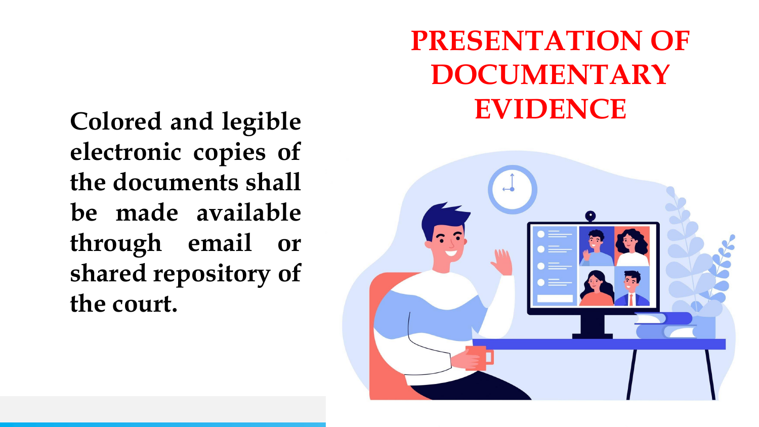# PRESENTATION OF DOCUMENTARY EVIDENCE

**Colored and legible electronic copies of the documents shall be made available through email or shared repository of the court.**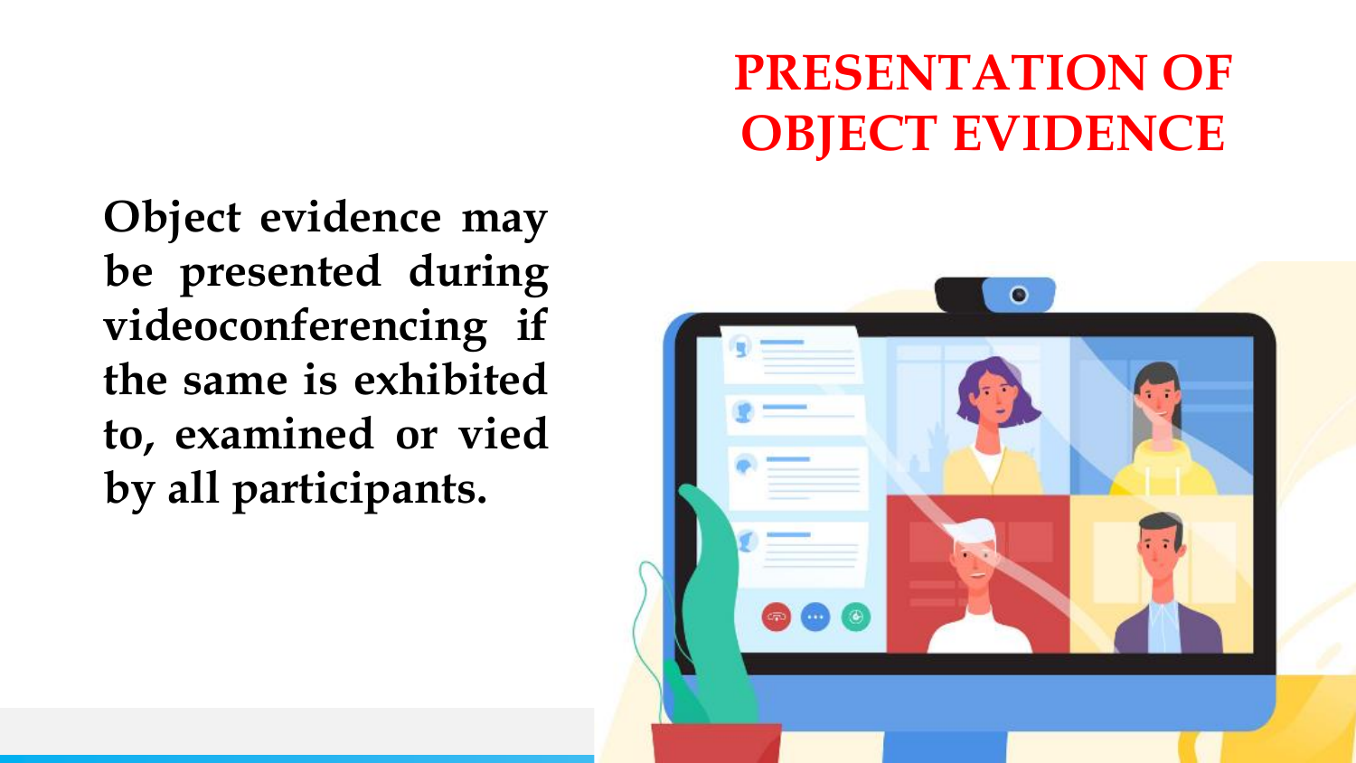# PRESENTATION OF OBJECT EVIDENCE

**Object evidence may be presented during videoconferencing if the same is exhibited to, examined or vied by all participants.**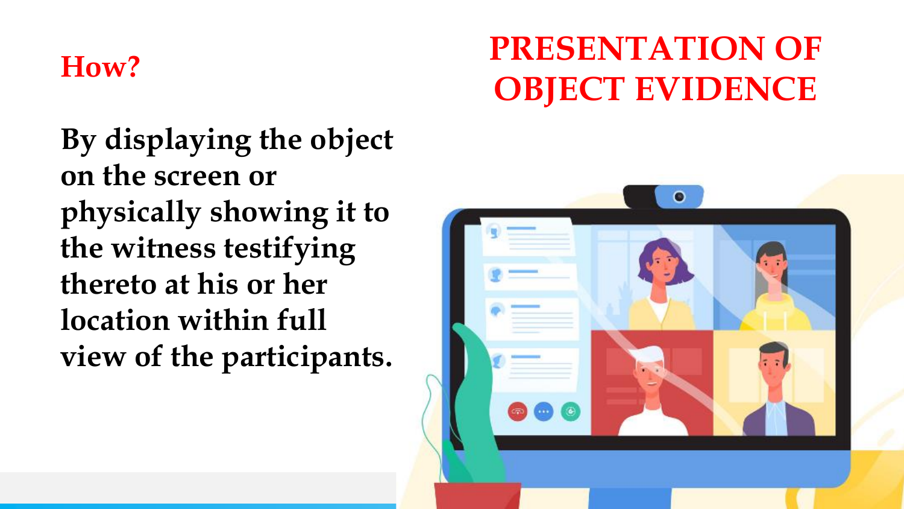# PRESENTATION OF OBJECT EVIDENCE

## How?

**By displaying the object on the screen or physically showing it to the witness testifying thereto at his or her location within full view of the participants.**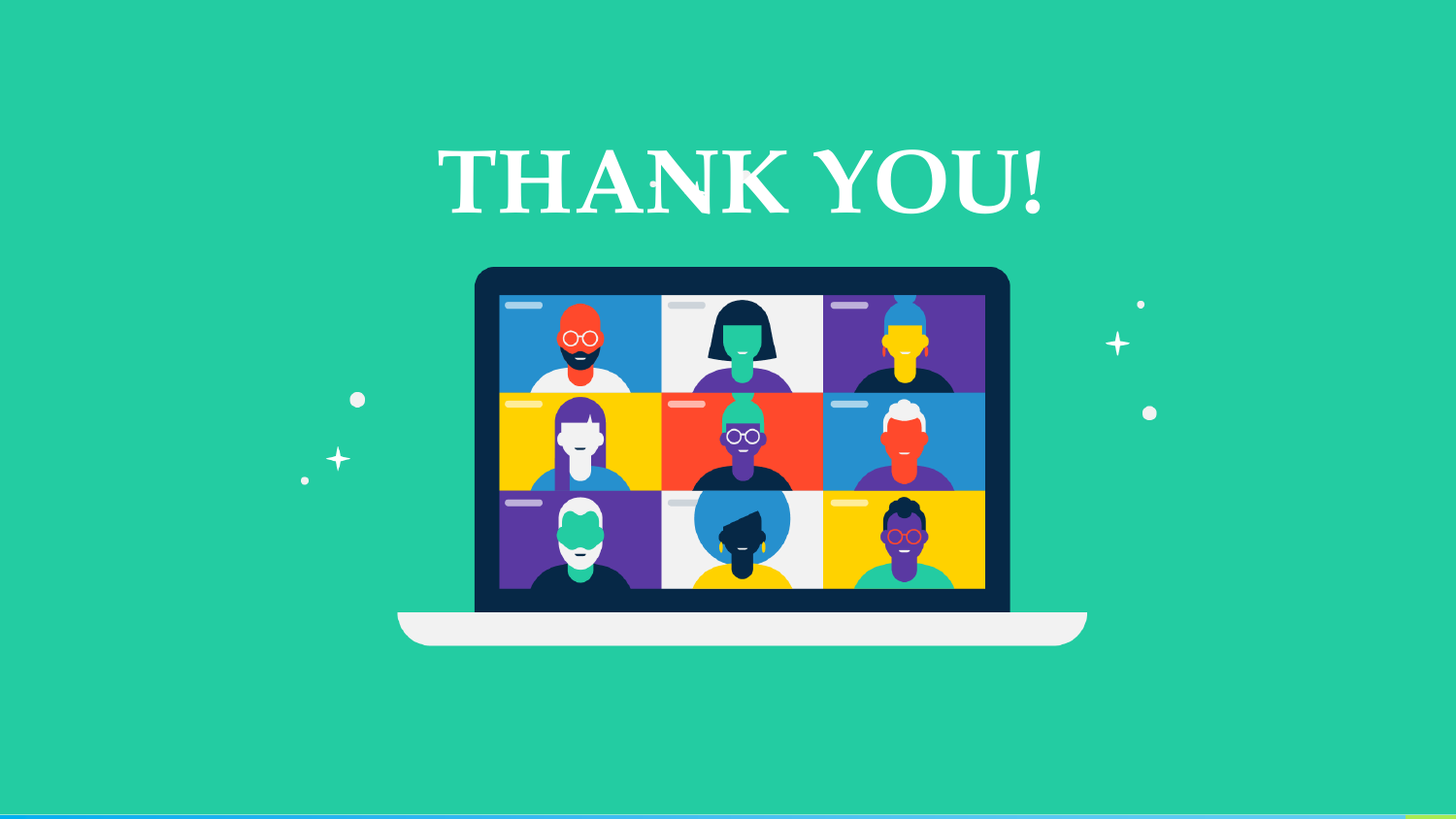# THANK YOU!